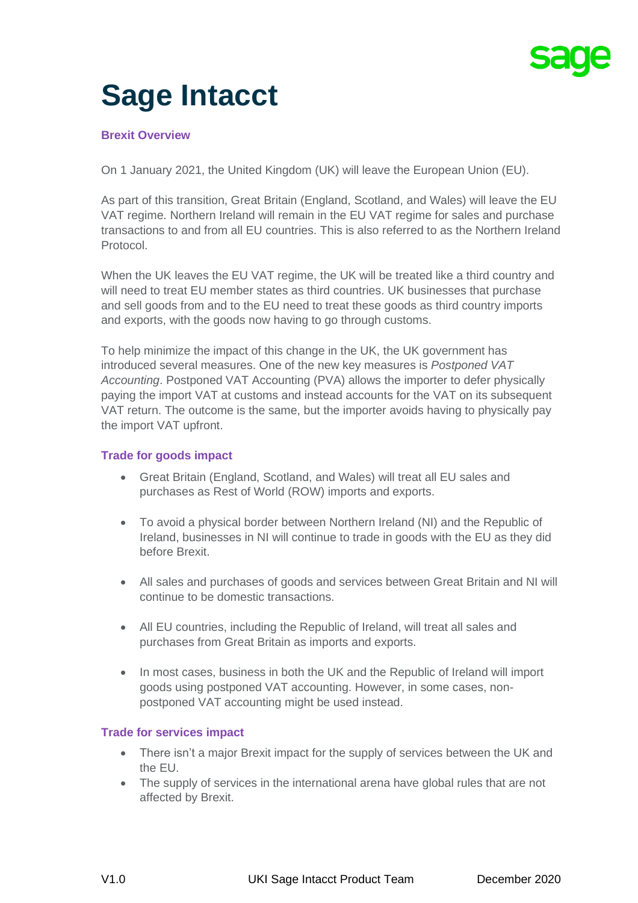# Sage Intacct

## Brexit Overview

On 1 January 2021, the United Kingdom (UK) will leave the European Union (EU).

As part of this transition, Great Britain (England, Scotland, and Wales) will leave the EU VAT regime. Northern Ireland will remain in the EU VAT regime for sales and purchase transactions to and from all EU countries. This is also referred to as the Northern Ireland Protocol.

When the UK leaves the EU VAT regime, the UK will be treated like a third country and will need to treat EU member states as third countries. UK businesses that purchase and sell goods from and to the EU need to treat these goods as third country imports and exports, with the goods now having to go through customs.

To help minimize the impact of this change in the UK, the UK government has introduced several measures. One of the new key measures is *Postponed VAT Accounting*. Postponed VAT Accounting (PVA) allows the importer to defer physically paying the import VAT at customs and instead accounts for the VAT on its subsequent VAT return. The outcome is the same, but the importer avoids having to physically pay the import VAT upfront.

## Trade for goods impact

- Great Britain (England, Scotland, and Wales) will treat all EU sales and purchases as Rest of World (ROW) imports and exports.
- To avoid a physical border between Northern Ireland (NI) and the Republic of Ireland, businesses in NI will continue to trade in goods with the EU as they did before Brexit.
- All sales and purchases of goods and services between Great Britain and NI will continue to be domestic transactions.
- All EU countries, including the Republic of Ireland, will treat all sales and purchases from Great Britain as imports and exports.
- In most cases, business in both the UK and the Republic of Ireland will import goods using postponed VAT accounting. However, in some cases, non-postponed VAT accounting might be used instead.

## Trade for services impact

- There isn't a major Brexit impact for the supply of services between the UK and the EU.
- The supply of services in the international arena have global rules that are not affected by Brexit.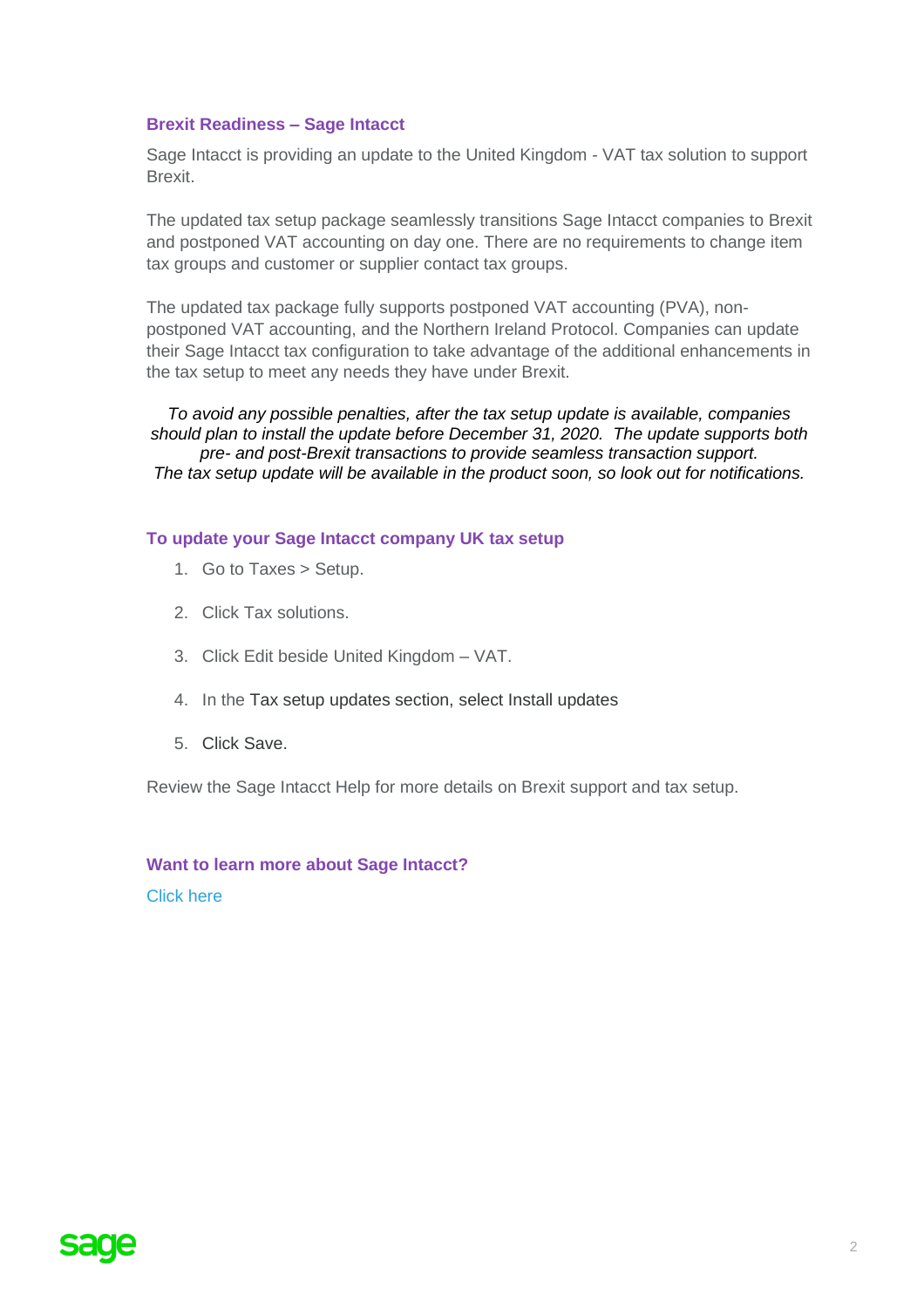## Brexit Readiness – Sage Intacct

Sage Intacct is providing an update to the United Kingdom - VAT tax solution to support Brexit.

The updated tax setup package seamlessly transitions Sage Intacct companies to Brexit and postponed VAT accounting on day one. There are no requirements to change item tax groups and customer or supplier contact tax groups.

The updated tax package fully supports postponed VAT accounting (PVA), non-postponed VAT accounting, and the Northern Ireland Protocol. Companies can update their Sage Intacct tax configuration to take advantage of the additional enhancements in the tax setup to meet any needs they have under Brexit.

*To avoid any possible penalties, after the tax setup update is available, companies should plan to install the update before December 31, 2020. The update supports both pre- and post-Brexit transactions to provide seamless transaction support. The tax setup update will be available in the product soon, so look out for notifications.*

## To update your Sage Intacct company UK tax setup

1. Go to Taxes > Setup.
2. Click Tax solutions.
3. Click Edit beside United Kingdom – VAT.
4. In the Tax setup updates section, select Install updates
5. Click Save.

Review the Sage Intacct Help for more details on Brexit support and tax setup.

## Want to learn more about Sage Intacct?

Click here